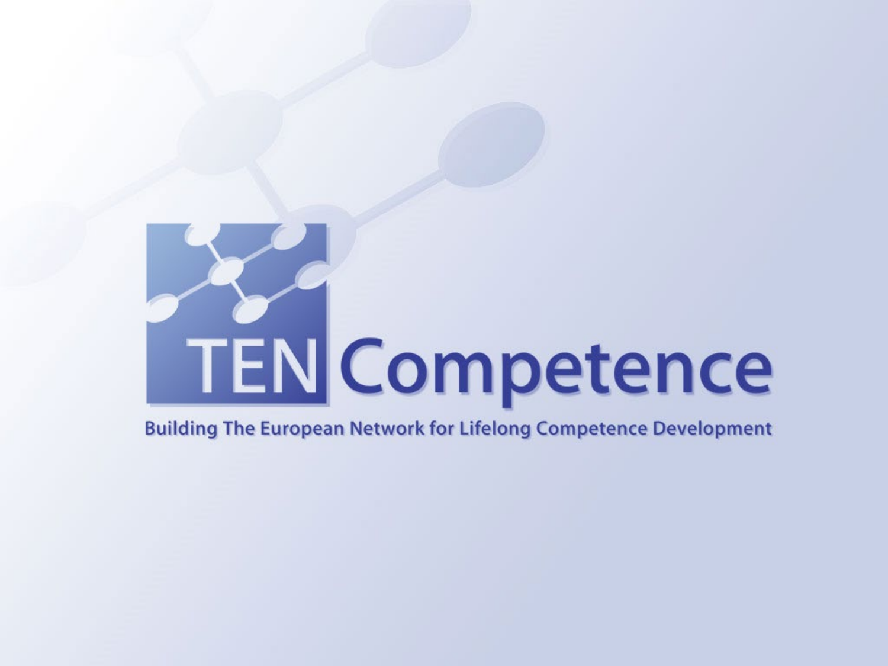# TEN Competence

Building The European Network for Lifelong Competence Development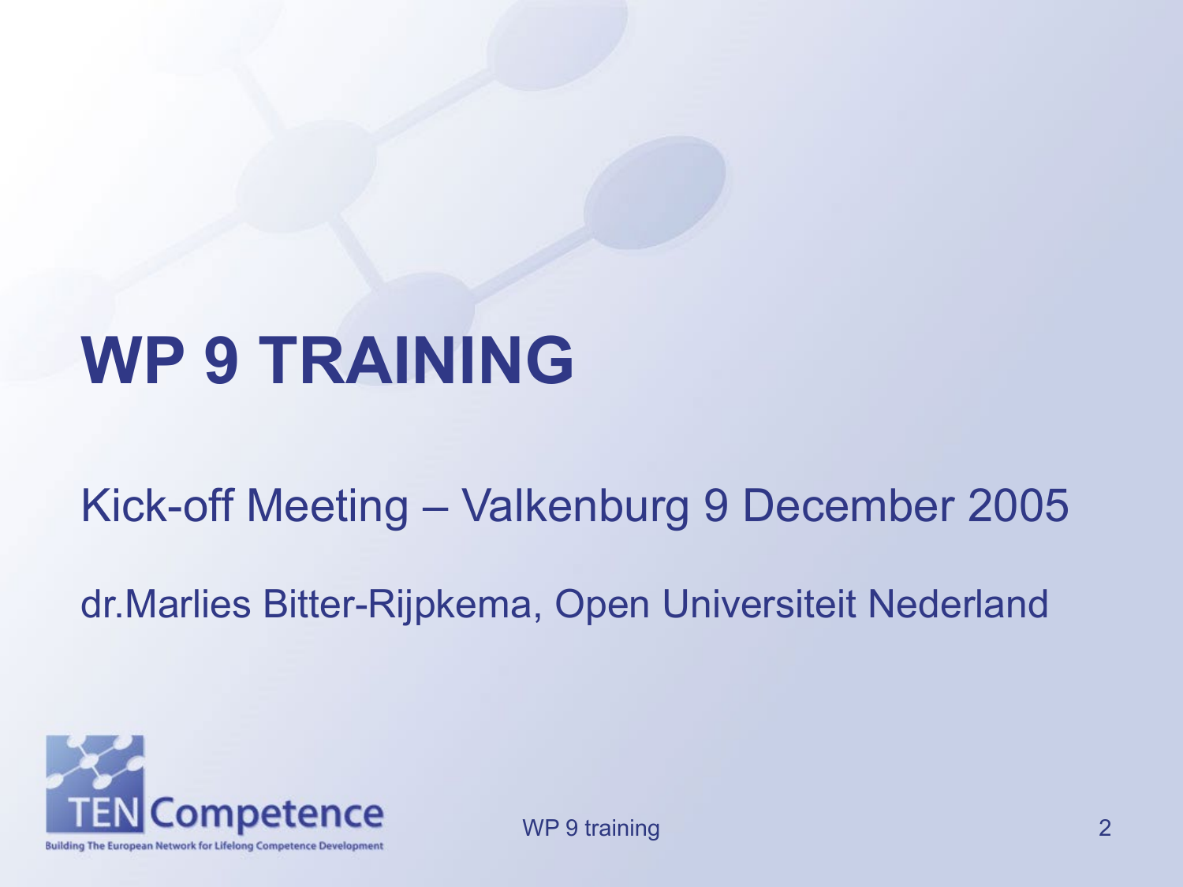# WP 9 TRAINING

Kick-off Meeting – Valkenburg 9 December 2005

dr.Marlies Bitter-Rijpkema, Open Universiteit Nederland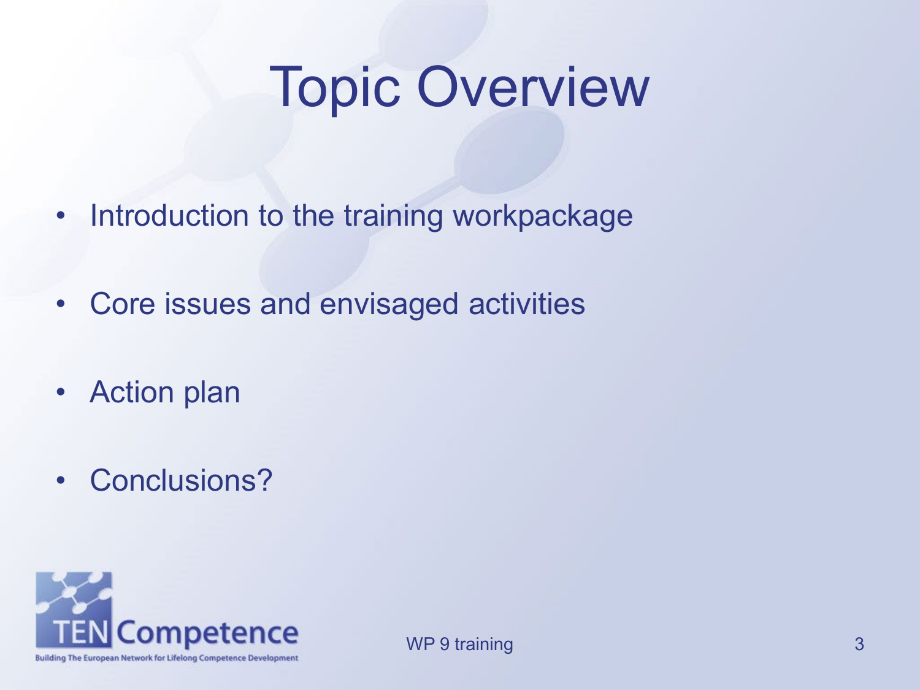# Topic Overview

- Introduction to the training workpackage
- Core issues and envisaged activities
- Action plan
- Conclusions?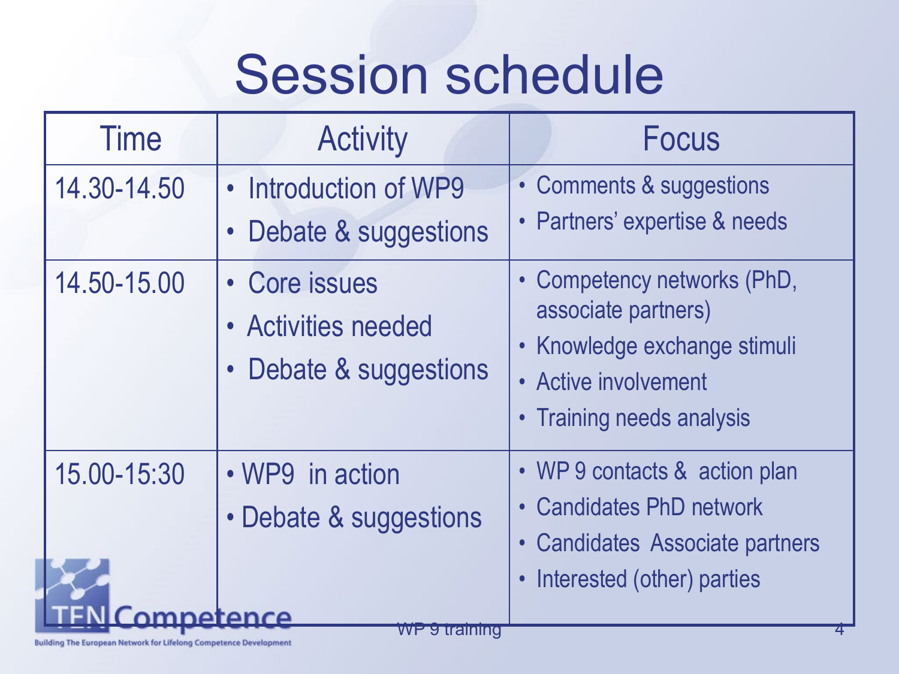# Session schedule

| Time | Activity | Focus |
|---|---|---|
| 14.30-14.50 | • Introduction of WP9<br>• Debate & suggestions | • Comments & suggestions<br>• Partners' expertise & needs |
| 14.50-15.00 | • Core issues<br>• Activities needed<br>• Debate & suggestions | • Competency networks (PhD, associate partners)<br>• Knowledge exchange stimuli<br>• Active involvement<br>• Training needs analysis |
| 15.00-15:30 | • WP9 in action<br>• Debate & suggestions | • WP 9 contacts & action plan<br>• Candidates PhD network<br>• Candidates Associate partners<br>• Interested (other) parties |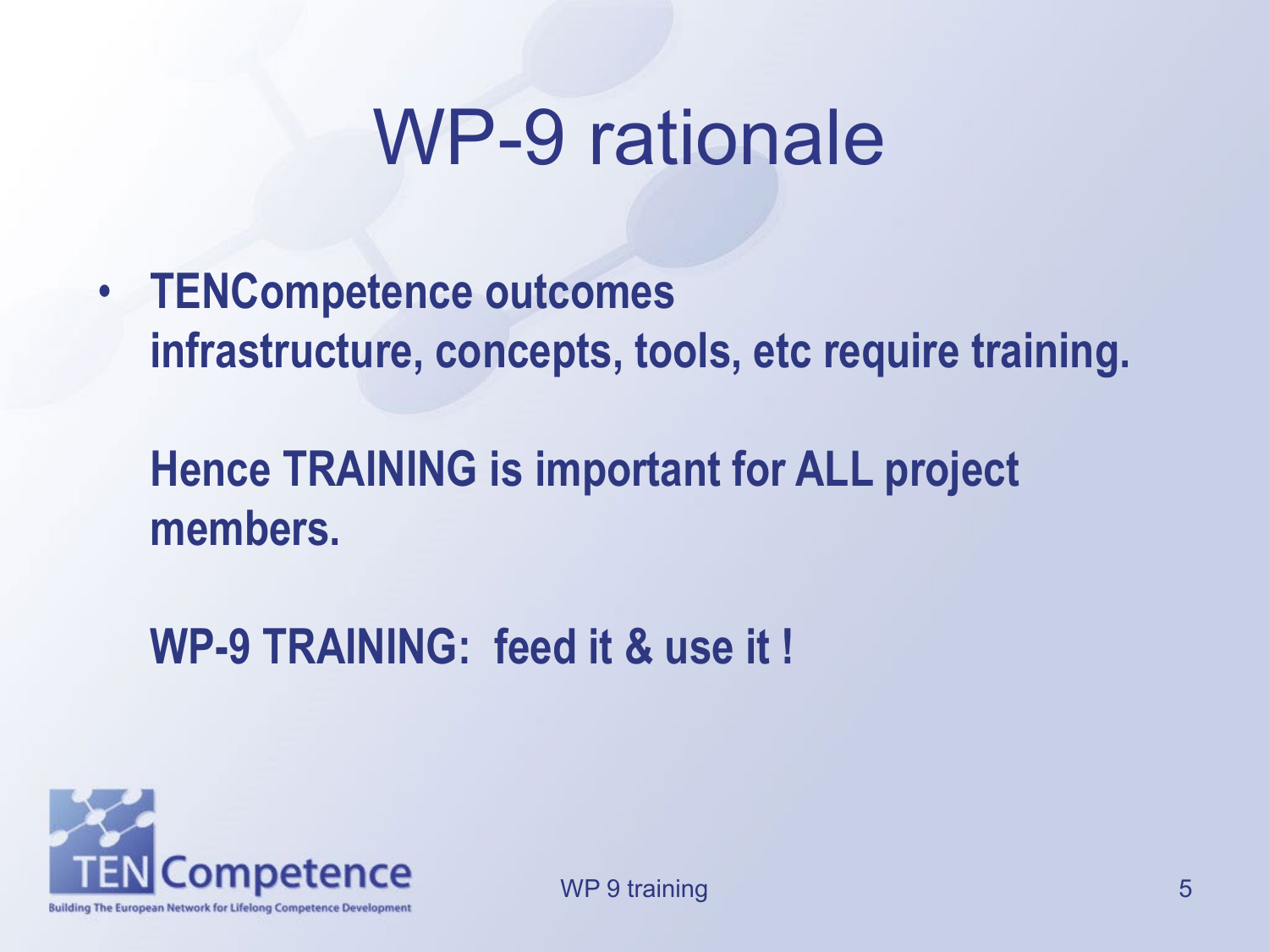# WP-9 rationale

- **TENCompetence outcomes infrastructure, concepts, tools, etc require training.**

  **Hence TRAINING is important for ALL project members.**

  **WP-9 TRAINING: feed it & use it !**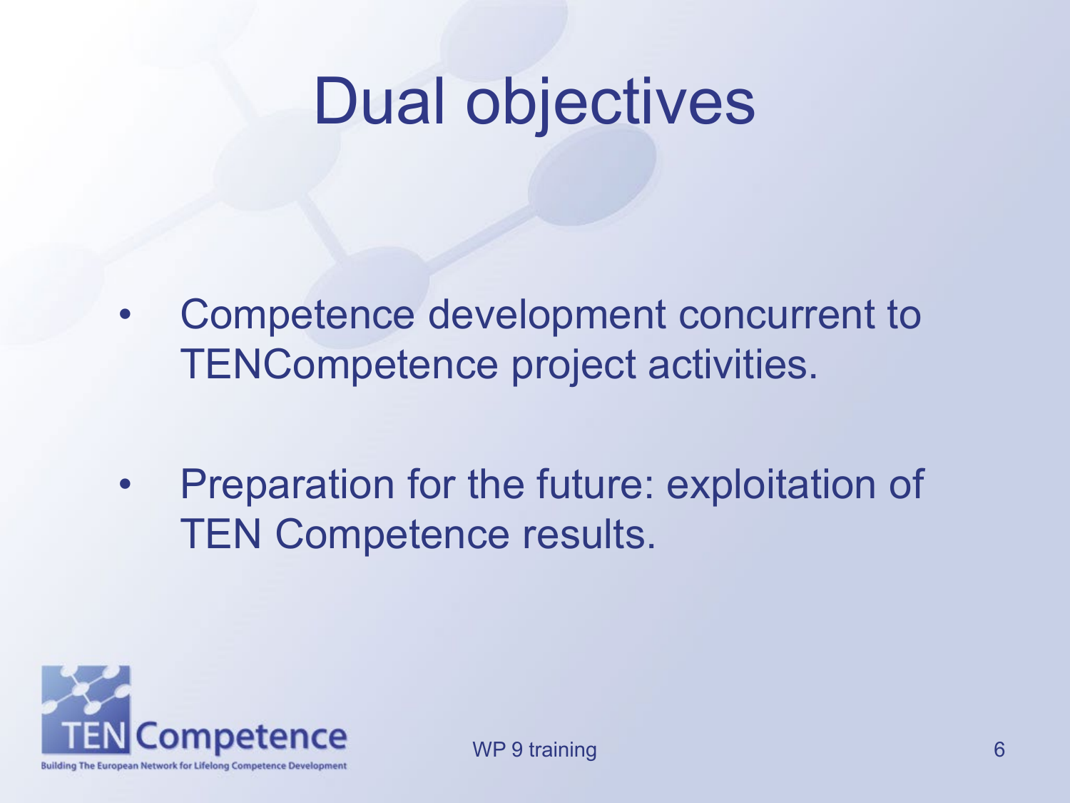# Dual objectives

- Competence development concurrent to TENCompetence project activities.
- Preparation for the future: exploitation of TEN Competence results.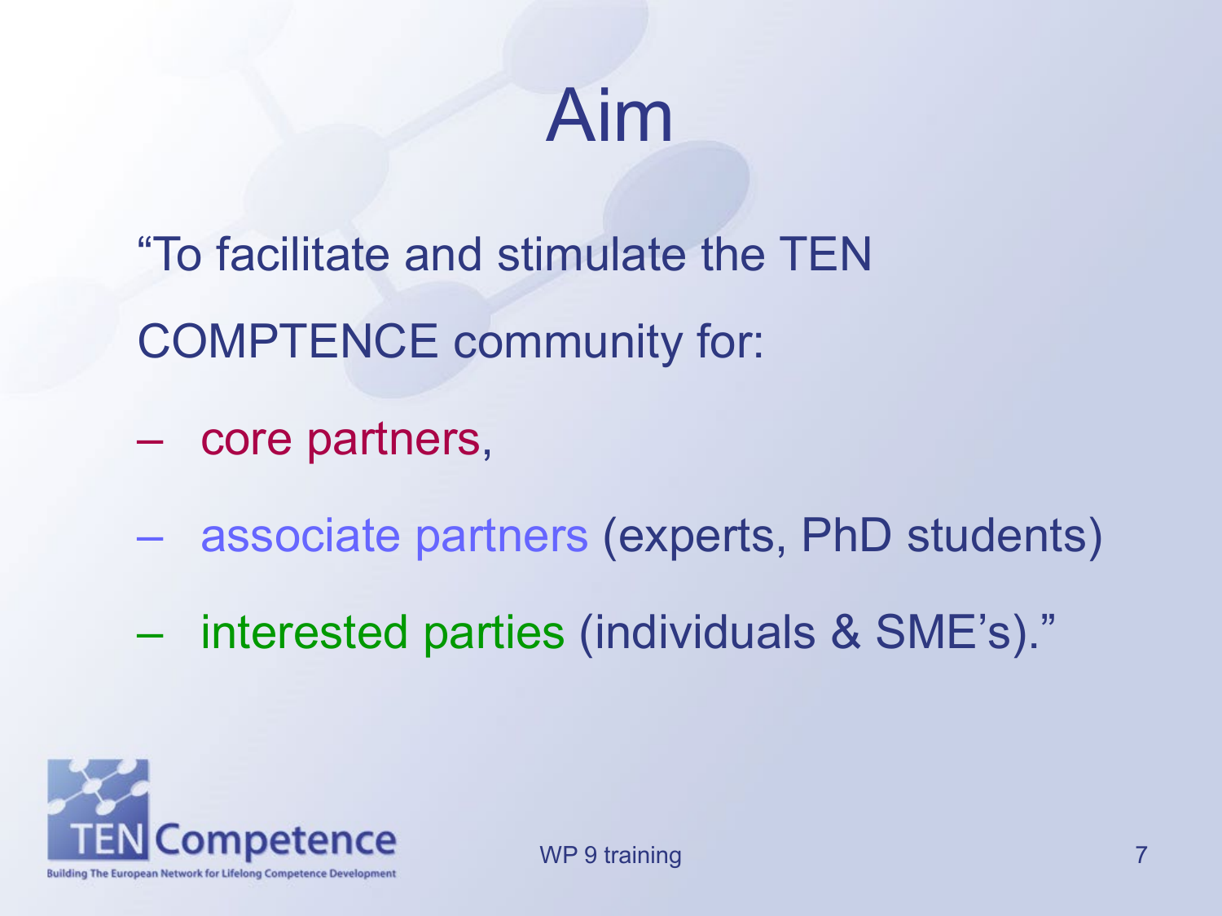# Aim

"To facilitate and stimulate the TEN COMPTENCE community for:

- core partners,
- associate partners (experts, PhD students)
- interested parties (individuals & SME's)."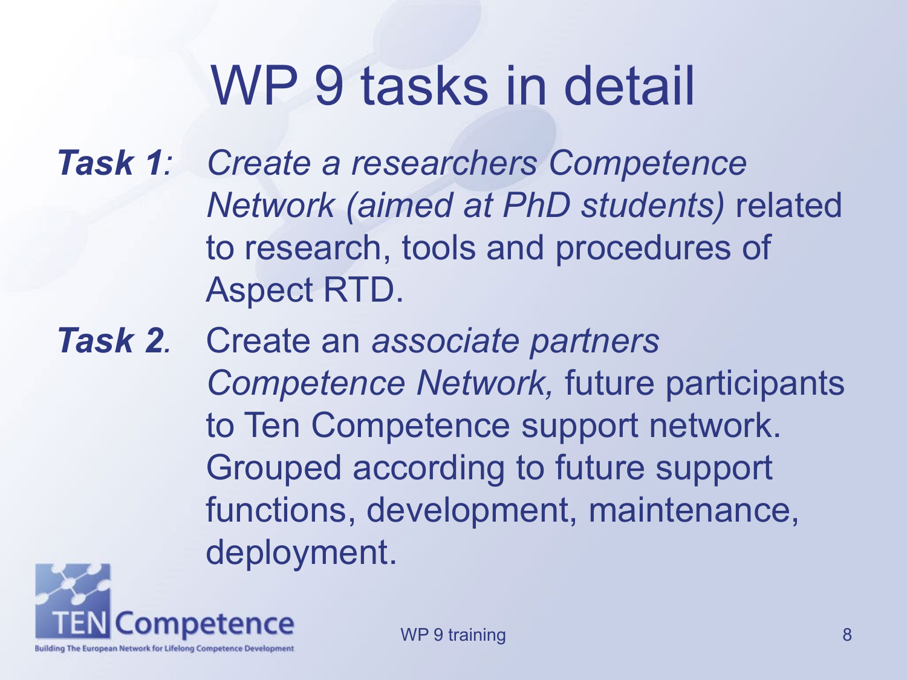# WP 9 tasks in detail

***Task 1**:* *Create a researchers Competence Network (aimed at PhD students)* related to research, tools and procedures of Aspect RTD.

***Task 2**.* Create an *associate partners Competence Network,* future participants to Ten Competence support network. Grouped according to future support functions, development, maintenance, deployment.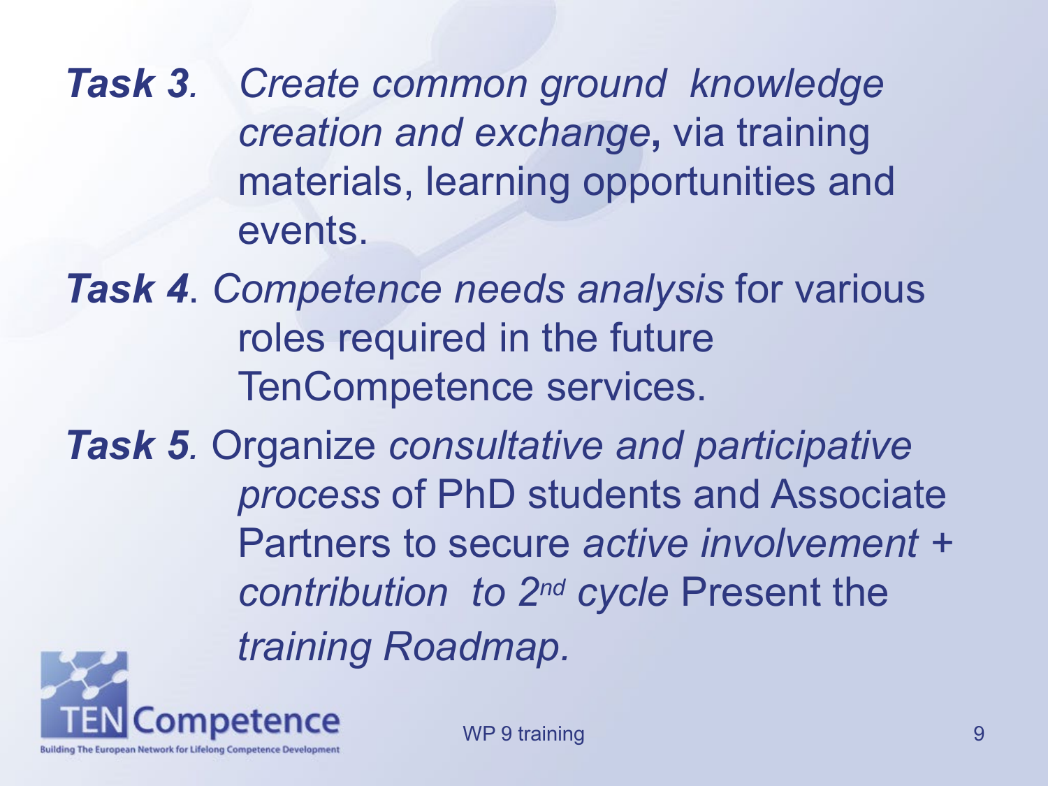***Task 3****.* *Create common ground knowledge creation and exchange***,** via training materials, learning opportunities and events.

***Task 4***. *Competence needs analysis* for various roles required in the future TenCompetence services.

***Task 5****.* Organize *consultative and participative process* of PhD students and Associate Partners to secure *active involvement + contribution to 2nd cycle* Present the *training Roadmap.*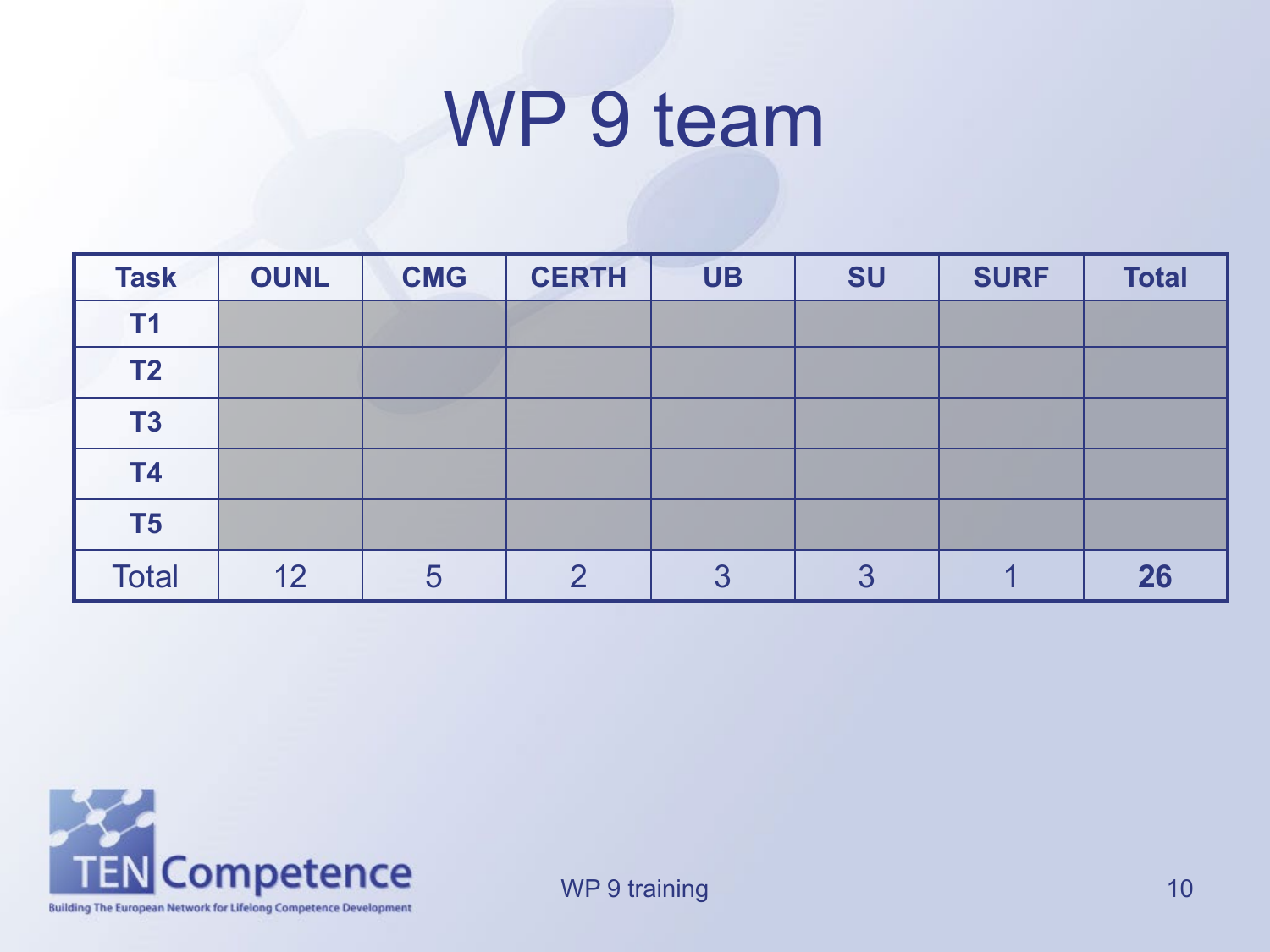# WP 9 team

| Task | OUNL | CMG | CERTH | UB | SU | SURF | Total |
|---|---|---|---|---|---|---|---|
| **T1** | | | | | | | |
| **T2** | | | | | | | |
| **T3** | | | | | | | |
| **T4** | | | | | | | |
| **T5** | | | | | | | |
| Total | 12 | 5 | 2 | 3 | 3 | 1 | **26** |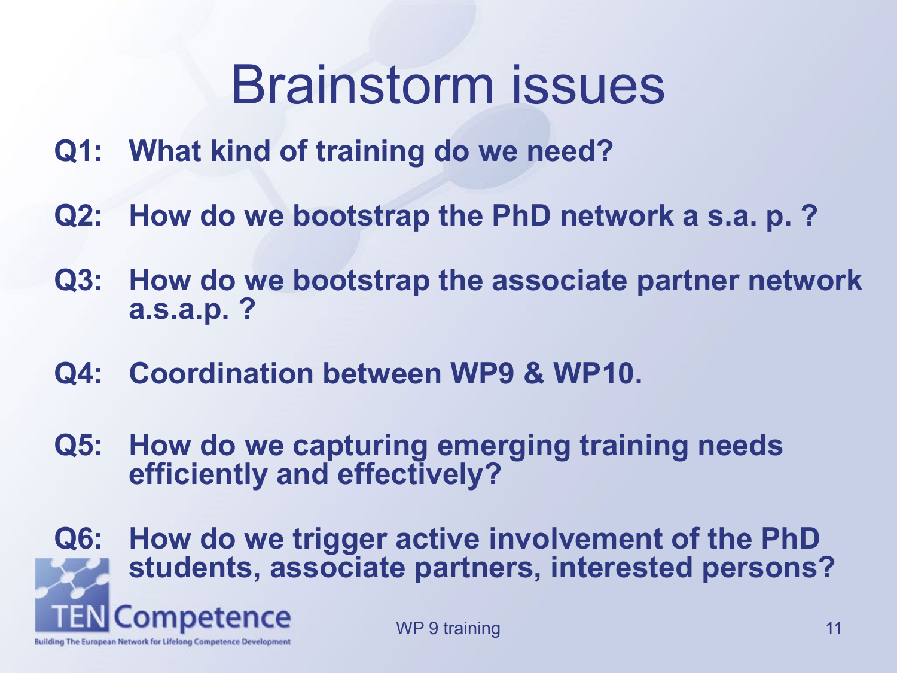# Brainstorm issues

**Q1: What kind of training do we need?**

**Q2: How do we bootstrap the PhD network a s.a. p. ?**

**Q3: How do we bootstrap the associate partner network a.s.a.p. ?**

**Q4: Coordination between WP9 & WP10.**

**Q5: How do we capturing emerging training needs efficiently and effectively?**

**Q6: How do we trigger active involvement of the PhD students, associate partners, interested persons?**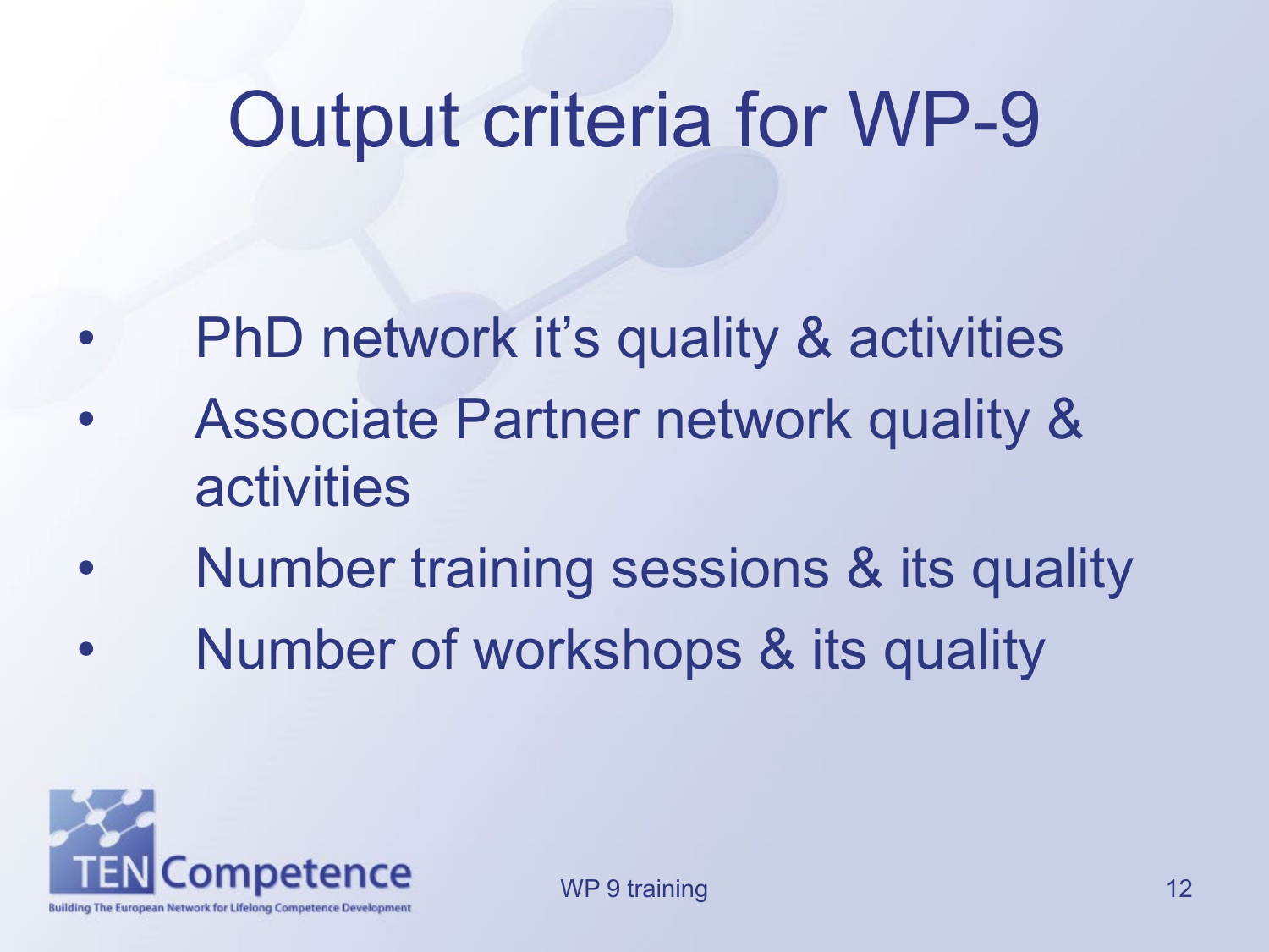# Output criteria for WP-9

- PhD network it’s quality & activities
- Associate Partner network quality & activities
- Number training sessions & its quality
- Number of workshops & its quality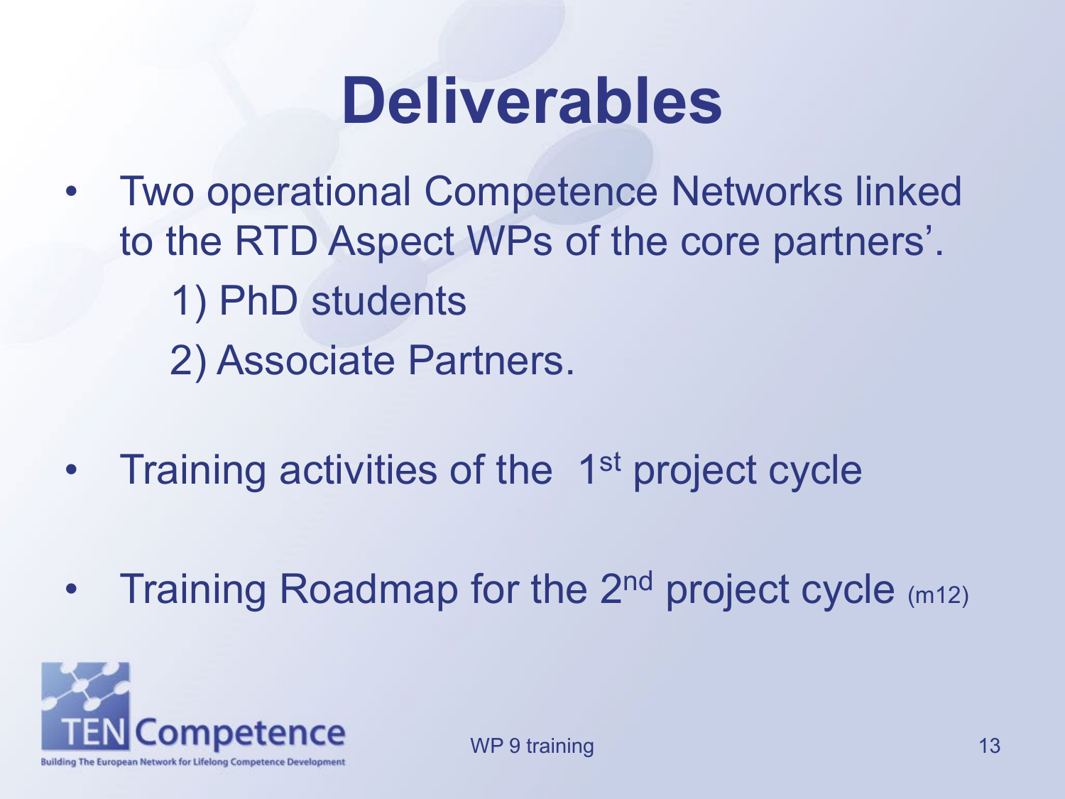# Deliverables

- Two operational Competence Networks linked to the RTD Aspect WPs of the core partners'.
  1) PhD students
  2) Associate Partners.
- Training activities of the 1st project cycle
- Training Roadmap for the 2nd project cycle (m12)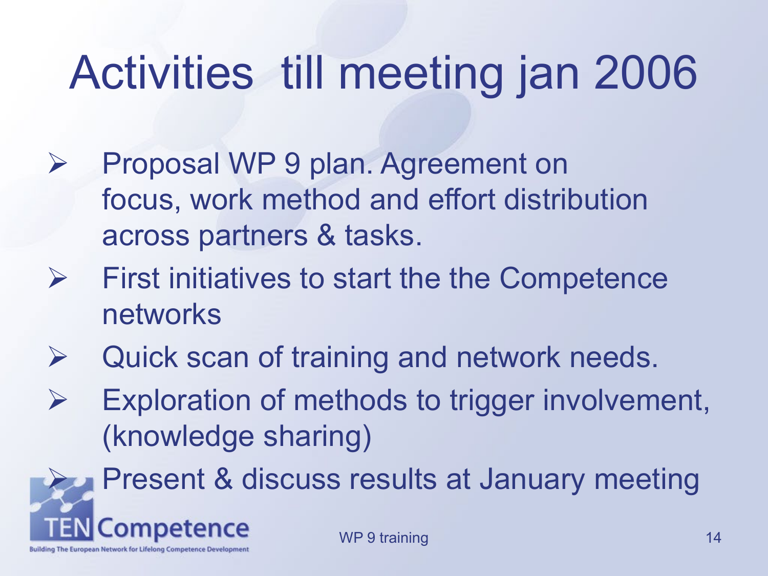# Activities till meeting jan 2006

- Proposal WP 9 plan. Agreement on focus, work method and effort distribution across partners & tasks.
- First initiatives to start the the Competence networks
- Quick scan of training and network needs.
- Exploration of methods to trigger involvement, (knowledge sharing)
- Present & discuss results at January meeting